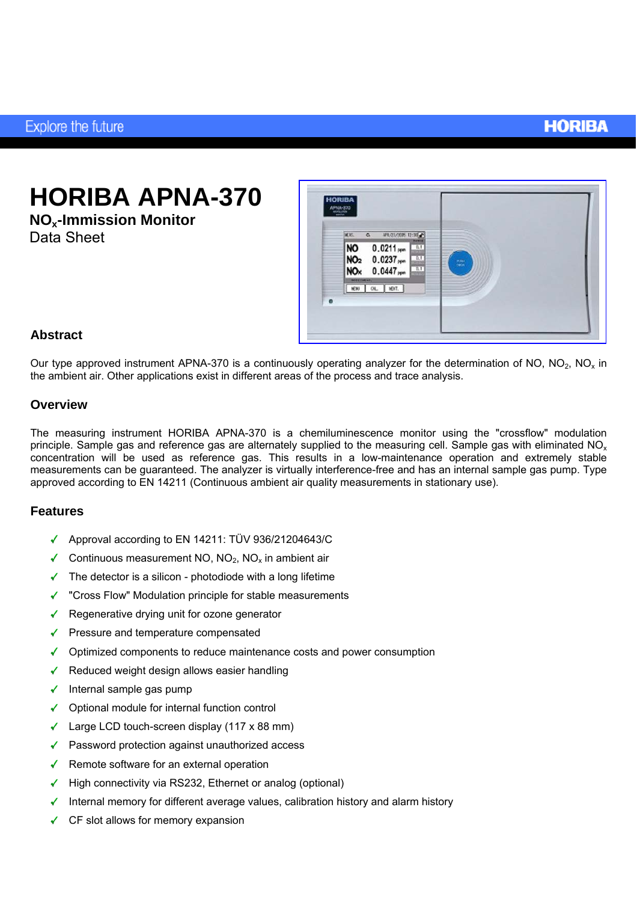# HORIBA APNA-370

## $NO_x$-Immission Monitor

Data Sheet

### Abstract

Our type approved instrument APNA-370 is a continuously operating analyzer for the determination of NO, $NO_2$, $NO_x$ in the ambient air. Other applications exist in different areas of the process and trace analysis.

### Overview

The measuring instrument HORIBA APNA-370 is a chemiluminescence monitor using the "crossflow" modulation principle. Sample gas and reference gas are alternately supplied to the measuring cell. Sample gas with eliminated $NO_x$ concentration will be used as reference gas. This results in a low-maintenance operation and extremely stable measurements can be guaranteed. The analyzer is virtually interference-free and has an internal sample gas pump. Type approved according to EN 14211 (Continuous ambient air quality measurements in stationary use).

### Features

- ✓ Approval according to EN 14211: TÜV 936/21204643/C
- ✓ Continuous measurement NO, $NO_2$, $NO_x$ in ambient air
- ✓ The detector is a silicon - photodiode with a long lifetime
- ✓ "Cross Flow" Modulation principle for stable measurements
- ✓ Regenerative drying unit for ozone generator
- ✓ Pressure and temperature compensated
- ✓ Optimized components to reduce maintenance costs and power consumption
- ✓ Reduced weight design allows easier handling
- ✓ Internal sample gas pump
- ✓ Optional module for internal function control
- ✓ Large LCD touch-screen display (117 x 88 mm)
- ✓ Password protection against unauthorized access
- ✓ Remote software for an external operation
- ✓ High connectivity via RS232, Ethernet or analog (optional)
- ✓ Internal memory for different average values, calibration history and alarm history
- ✓ CF slot allows for memory expansion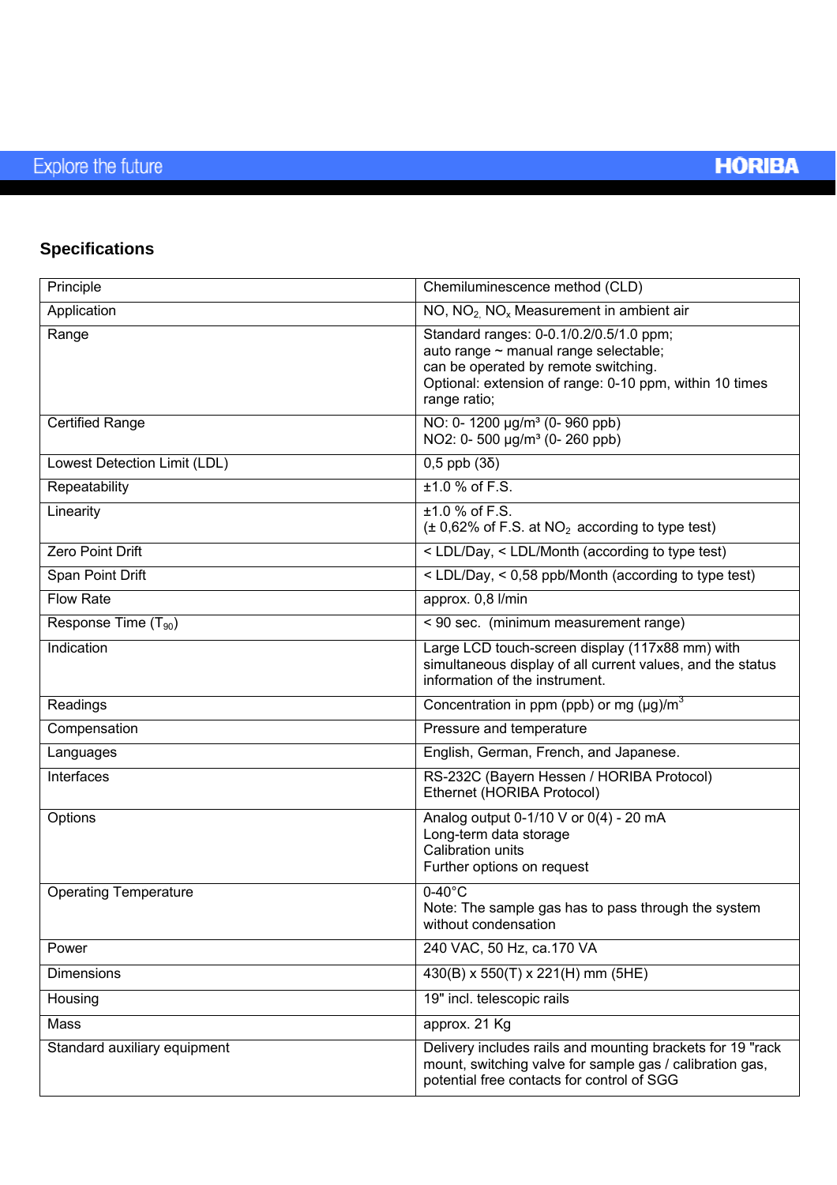## Specifications

| | |
|---|---|
| Principle | Chemiluminescence method (CLD) |
| Application | NO, $NO_2$, $NO_x$ Measurement in ambient air |
| Range | Standard ranges: 0-0.1/0.2/0.5/1.0 ppm;<br>auto range ~ manual range selectable;<br>can be operated by remote switching.<br>Optional: extension of range: 0-10 ppm, within 10 times range ratio; |
| Certified Range | NO: 0- 1200 µg/m³ (0- 960 ppb)<br>NO2: 0- 500 µg/m³ (0- 260 ppb) |
| Lowest Detection Limit (LDL) | 0,5 ppb (3δ) |
| Repeatability | ±1.0 % of F.S. |
| Linearity | ±1.0 % of F.S.<br>(± 0,62% of F.S. at $NO_2$ according to type test) |
| Zero Point Drift | < LDL/Day, < LDL/Month (according to type test) |
| Span Point Drift | < LDL/Day, < 0,58 ppb/Month (according to type test) |
| Flow Rate | approx. 0,8 l/min |
| Response Time ($T_{90}$) | < 90 sec. (minimum measurement range) |
| Indication | Large LCD touch-screen display (117x88 mm) with simultaneous display of all current values, and the status information of the instrument. |
| Readings | Concentration in ppm (ppb) or mg (µg)/$m^3$ |
| Compensation | Pressure and temperature |
| Languages | English, German, French, and Japanese. |
| Interfaces | RS-232C (Bayern Hessen / HORIBA Protocol)<br>Ethernet (HORIBA Protocol) |
| Options | Analog output 0-1/10 V or 0(4) - 20 mA<br>Long-term data storage<br>Calibration units<br>Further options on request |
| Operating Temperature | 0-40°C<br>Note: The sample gas has to pass through the system without condensation |
| Power | 240 VAC, 50 Hz, ca.170 VA |
| Dimensions | 430(B) x 550(T) x 221(H) mm (5HE) |
| Housing | 19" incl. telescopic rails |
| Mass | approx. 21 Kg |
| Standard auxiliary equipment | Delivery includes rails and mounting brackets for 19 "rack mount, switching valve for sample gas / calibration gas, potential free contacts for control of SGG |